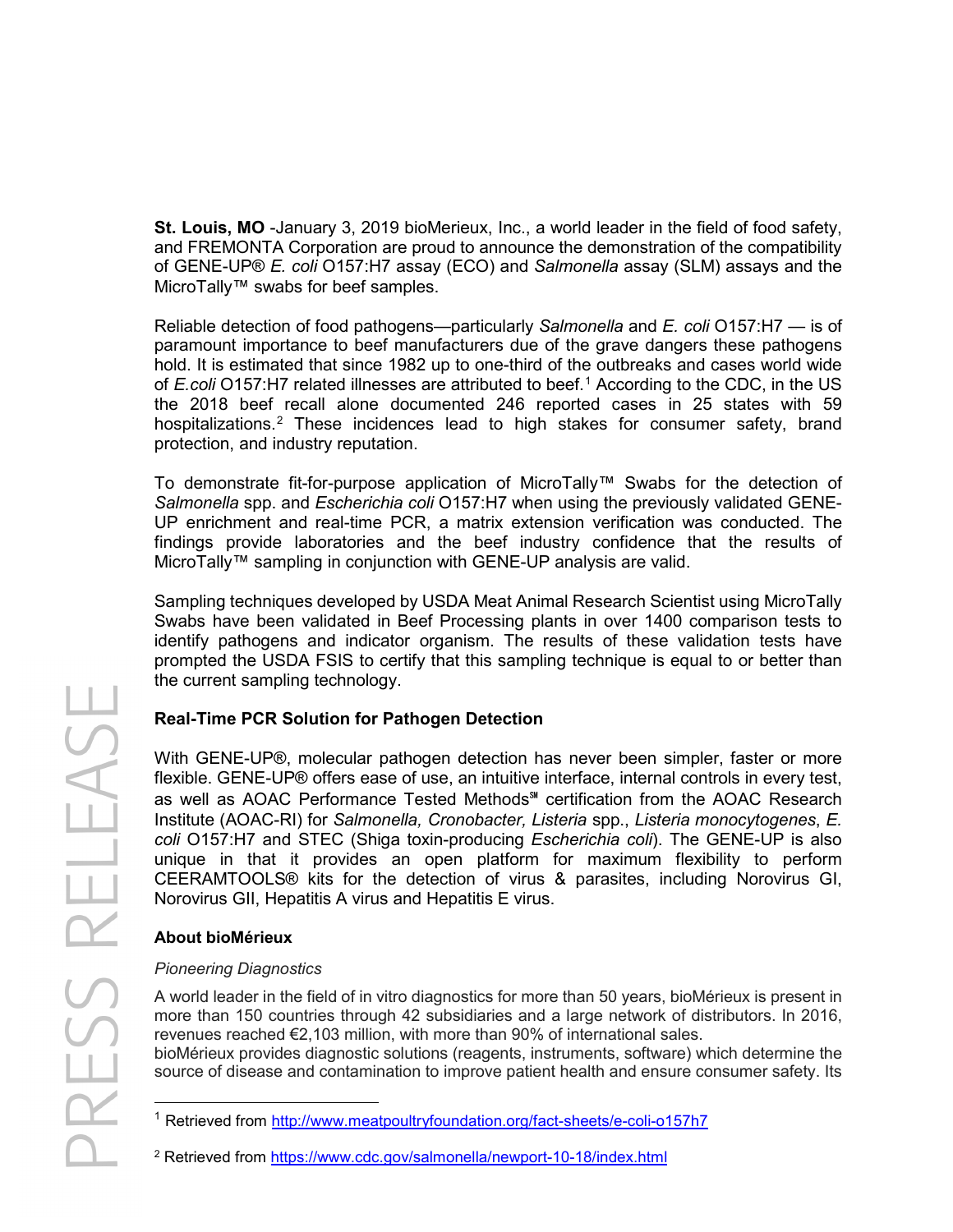**St. Louis, MO** -January 3, 2019 bioMerieux, Inc., a world leader in the field of food safety, and FREMONTA Corporation are proud to announce the demonstration of the compatibility of GENE-UP® *E. coli* O157:H7 assay (ECO) and *Salmonella* assay (SLM) assays and the MicroTally™ swabs for beef samples.

Reliable detection of food pathogens—particularly *Salmonella* and *E. coli* O157:H7 — is of paramount importance to beef manufacturers due of the grave dangers these pathogens hold. It is estimated that since 1982 up to one-third of the outbreaks and cases world wide of *E.coli* O157:H7 related illnesses are attributed to beef.[1] According to the CDC, in the US the 2018 beef recall alone documented 246 reported cases in 25 states with 59 hospitalizations.[2] These incidences lead to high stakes for consumer safety, brand protection, and industry reputation.

To demonstrate fit-for-purpose application of MicroTally™ Swabs for the detection of *Salmonella* spp. and *Escherichia coli* O157:H7 when using the previously validated GENE-UP enrichment and real-time PCR, a matrix extension verification was conducted. The findings provide laboratories and the beef industry confidence that the results of MicroTally™ sampling in conjunction with GENE-UP analysis are valid.

Sampling techniques developed by USDA Meat Animal Research Scientist using MicroTally Swabs have been validated in Beef Processing plants in over 1400 comparison tests to identify pathogens and indicator organism. The results of these validation tests have prompted the USDA FSIS to certify that this sampling technique is equal to or better than the current sampling technology.

### Real-Time PCR Solution for Pathogen Detection

With GENE-UP®, molecular pathogen detection has never been simpler, faster or more flexible. GENE-UP® offers ease of use, an intuitive interface, internal controls in every test, as well as AOAC Performance Tested Methods℠ certification from the AOAC Research Institute (AOAC-RI) for *Salmonella, Cronobacter, Listeria* spp., *Listeria monocytogenes*, *E. coli* O157:H7 and STEC (Shiga toxin-producing *Escherichia coli*). The GENE-UP is also unique in that it provides an open platform for maximum flexibility to perform CEERAMTOOLS® kits for the detection of virus & parasites, including Norovirus GI, Norovirus GII, Hepatitis A virus and Hepatitis E virus.

### About bioMérieux

*Pioneering Diagnostics*

A world leader in the field of in vitro diagnostics for more than 50 years, bioMérieux is present in more than 150 countries through 42 subsidiaries and a large network of distributors. In 2016, revenues reached €2,103 million, with more than 90% of international sales.
bioMérieux provides diagnostic solutions (reagents, instruments, software) which determine the source of disease and contamination to improve patient health and ensure consumer safety. Its

---

[1] Retrieved from http://www.meatpoultryfoundation.org/fact-sheets/e-coli-o157h7

[2] Retrieved from https://www.cdc.gov/salmonella/newport-10-18/index.html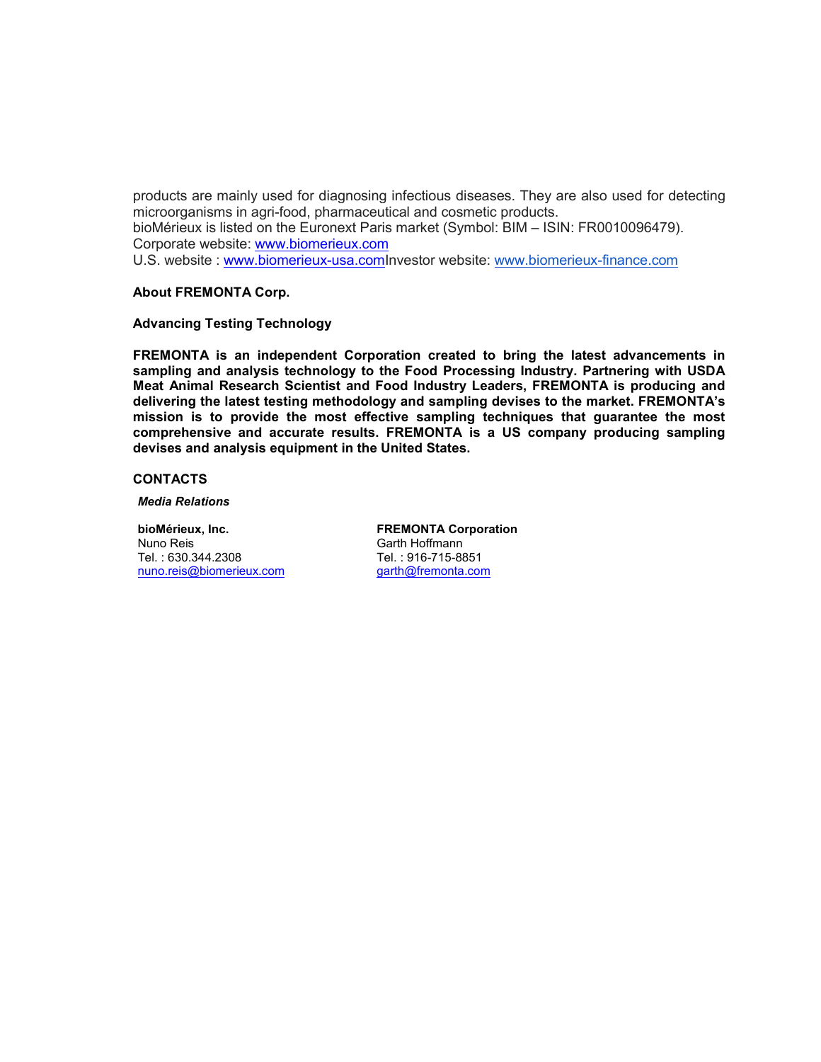products are mainly used for diagnosing infectious diseases. They are also used for detecting microorganisms in agri-food, pharmaceutical and cosmetic products.
bioMérieux is listed on the Euronext Paris market (Symbol: BIM – ISIN: FR0010096479).
Corporate website: www.biomerieux.com
U.S. website : www.biomerieux-usa.comInvestor website: www.biomerieux-finance.com

**About FREMONTA Corp.**

**Advancing Testing Technology**

**FREMONTA is an independent Corporation created to bring the latest advancements in sampling and analysis technology to the Food Processing Industry. Partnering with USDA Meat Animal Research Scientist and Food Industry Leaders, FREMONTA is producing and delivering the latest testing methodology and sampling devises to the market. FREMONTA's mission is to provide the most effective sampling techniques that guarantee the most comprehensive and accurate results. FREMONTA is a US company producing sampling devises and analysis equipment in the United States.**

**CONTACTS**

***Media Relations***

**bioMérieux, Inc.**
Nuno Reis
Tel. : 630.344.2308
nuno.reis@biomerieux.com

**FREMONTA Corporation**
Garth Hoffmann
Tel. : 916-715-8851
garth@fremonta.com